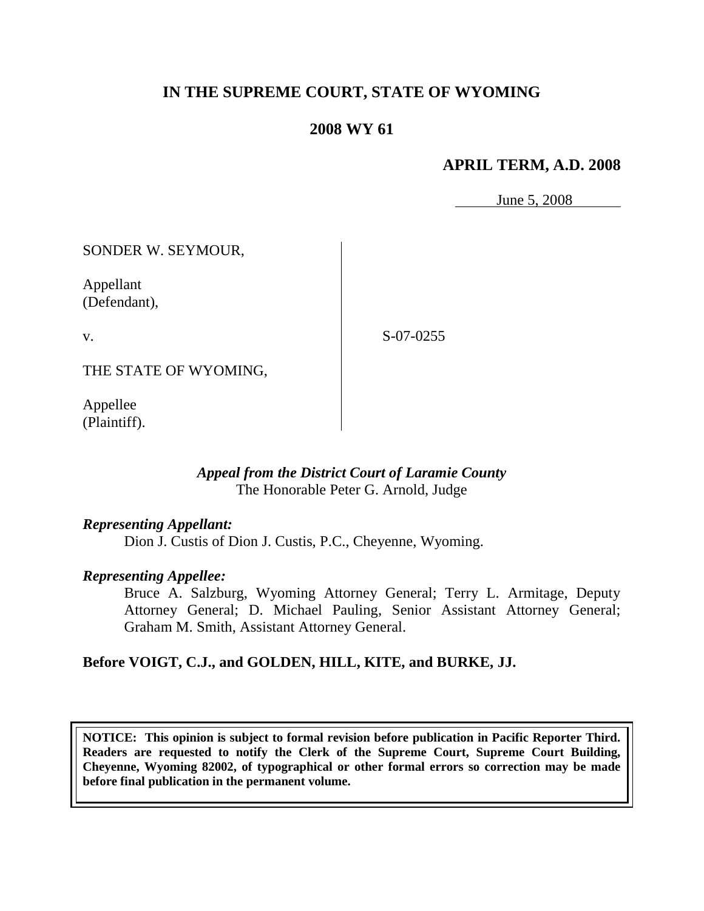# IN THE SUPREME COURT, STATE OF WYOMING

## 2008 WY 61

**APRIL TERM, A.D. 2008**

June 5, 2008

SONDER W. SEYMOUR,

Appellant
(Defendant),

v.

THE STATE OF WYOMING,

Appellee
(Plaintiff).

S-07-0255

*Appeal from the District Court of Laramie County*
The Honorable Peter G. Arnold, Judge

***Representing Appellant:***

Dion J. Custis of Dion J. Custis, P.C., Cheyenne, Wyoming.

***Representing Appellee:***

Bruce A. Salzburg, Wyoming Attorney General; Terry L. Armitage, Deputy Attorney General; D. Michael Pauling, Senior Assistant Attorney General; Graham M. Smith, Assistant Attorney General.

**Before VOIGT, C.J., and GOLDEN, HILL, KITE, and BURKE, JJ.**

**NOTICE: This opinion is subject to formal revision before publication in Pacific Reporter Third. Readers are requested to notify the Clerk of the Supreme Court, Supreme Court Building, Cheyenne, Wyoming 82002, of typographical or other formal errors so correction may be made before final publication in the permanent volume.**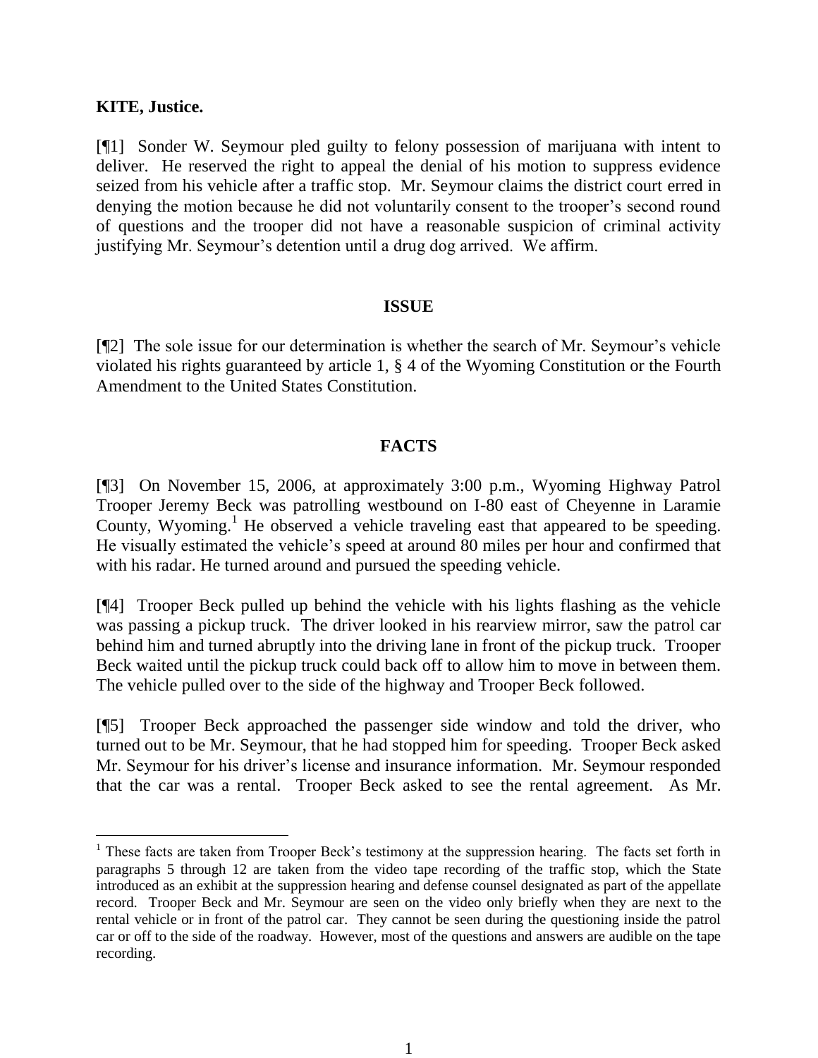**KITE, Justice.**

[¶1] Sonder W. Seymour pled guilty to felony possession of marijuana with intent to deliver. He reserved the right to appeal the denial of his motion to suppress evidence seized from his vehicle after a traffic stop. Mr. Seymour claims the district court erred in denying the motion because he did not voluntarily consent to the trooper's second round of questions and the trooper did not have a reasonable suspicion of criminal activity justifying Mr. Seymour's detention until a drug dog arrived. We affirm.

**ISSUE**

[¶2] The sole issue for our determination is whether the search of Mr. Seymour's vehicle violated his rights guaranteed by article 1, § 4 of the Wyoming Constitution or the Fourth Amendment to the United States Constitution.

**FACTS**

[¶3] On November 15, 2006, at approximately 3:00 p.m., Wyoming Highway Patrol Trooper Jeremy Beck was patrolling westbound on I-80 east of Cheyenne in Laramie County, Wyoming.[1] He observed a vehicle traveling east that appeared to be speeding. He visually estimated the vehicle's speed at around 80 miles per hour and confirmed that with his radar. He turned around and pursued the speeding vehicle.

[¶4] Trooper Beck pulled up behind the vehicle with his lights flashing as the vehicle was passing a pickup truck. The driver looked in his rearview mirror, saw the patrol car behind him and turned abruptly into the driving lane in front of the pickup truck. Trooper Beck waited until the pickup truck could back off to allow him to move in between them. The vehicle pulled over to the side of the highway and Trooper Beck followed.

[¶5] Trooper Beck approached the passenger side window and told the driver, who turned out to be Mr. Seymour, that he had stopped him for speeding. Trooper Beck asked Mr. Seymour for his driver's license and insurance information. Mr. Seymour responded that the car was a rental. Trooper Beck asked to see the rental agreement. As Mr.

---

[1] These facts are taken from Trooper Beck's testimony at the suppression hearing. The facts set forth in paragraphs 5 through 12 are taken from the video tape recording of the traffic stop, which the State introduced as an exhibit at the suppression hearing and defense counsel designated as part of the appellate record. Trooper Beck and Mr. Seymour are seen on the video only briefly when they are next to the rental vehicle or in front of the patrol car. They cannot be seen during the questioning inside the patrol car or off to the side of the roadway. However, most of the questions and answers are audible on the tape recording.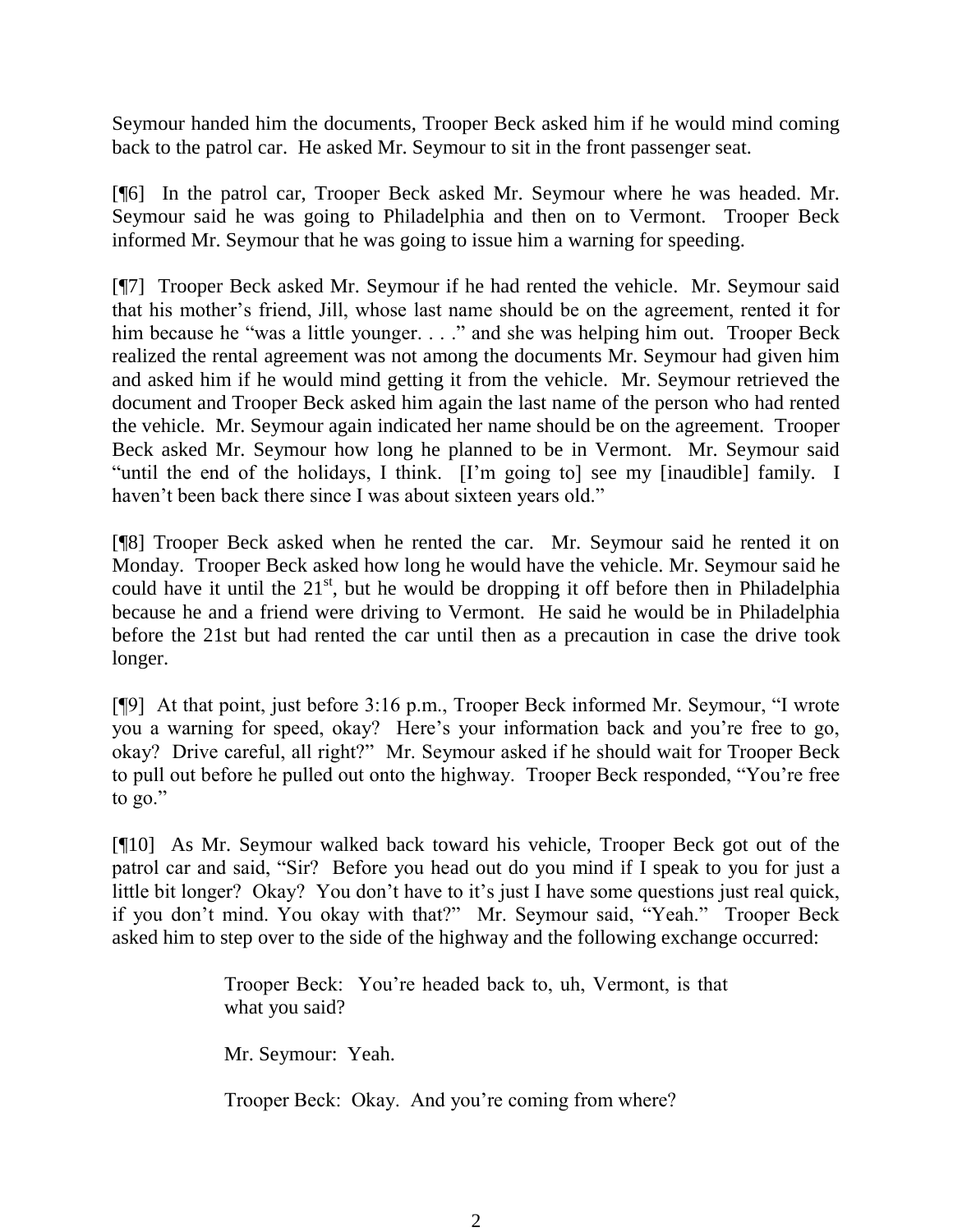Seymour handed him the documents, Trooper Beck asked him if he would mind coming back to the patrol car. He asked Mr. Seymour to sit in the front passenger seat.

[¶6] In the patrol car, Trooper Beck asked Mr. Seymour where he was headed. Mr. Seymour said he was going to Philadelphia and then on to Vermont. Trooper Beck informed Mr. Seymour that he was going to issue him a warning for speeding.

[¶7] Trooper Beck asked Mr. Seymour if he had rented the vehicle. Mr. Seymour said that his mother's friend, Jill, whose last name should be on the agreement, rented it for him because he "was a little younger. . . ." and she was helping him out. Trooper Beck realized the rental agreement was not among the documents Mr. Seymour had given him and asked him if he would mind getting it from the vehicle. Mr. Seymour retrieved the document and Trooper Beck asked him again the last name of the person who had rented the vehicle. Mr. Seymour again indicated her name should be on the agreement. Trooper Beck asked Mr. Seymour how long he planned to be in Vermont. Mr. Seymour said "until the end of the holidays, I think. [I'm going to] see my [inaudible] family. I haven't been back there since I was about sixteen years old."

[¶8] Trooper Beck asked when he rented the car. Mr. Seymour said he rented it on Monday. Trooper Beck asked how long he would have the vehicle. Mr. Seymour said he could have it until the 21st, but he would be dropping it off before then in Philadelphia because he and a friend were driving to Vermont. He said he would be in Philadelphia before the 21st but had rented the car until then as a precaution in case the drive took longer.

[¶9] At that point, just before 3:16 p.m., Trooper Beck informed Mr. Seymour, "I wrote you a warning for speed, okay? Here's your information back and you're free to go, okay? Drive careful, all right?" Mr. Seymour asked if he should wait for Trooper Beck to pull out before he pulled out onto the highway. Trooper Beck responded, "You're free to go."

[¶10] As Mr. Seymour walked back toward his vehicle, Trooper Beck got out of the patrol car and said, "Sir? Before you head out do you mind if I speak to you for just a little bit longer? Okay? You don't have to it's just I have some questions just real quick, if you don't mind. You okay with that?" Mr. Seymour said, "Yeah." Trooper Beck asked him to step over to the side of the highway and the following exchange occurred:

> Trooper Beck: You're headed back to, uh, Vermont, is that what you said?
>
> Mr. Seymour: Yeah.
>
> Trooper Beck: Okay. And you're coming from where?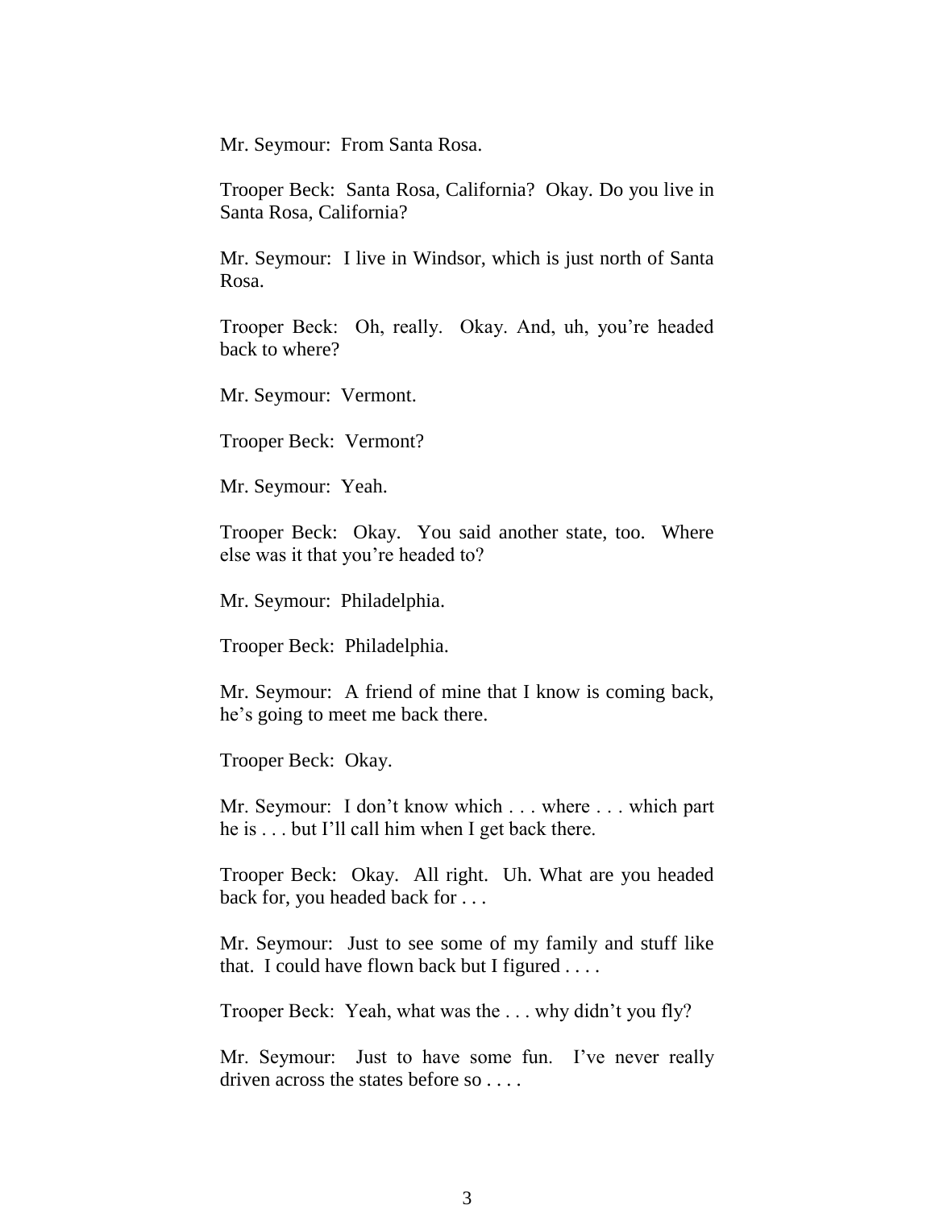Mr. Seymour: From Santa Rosa.

Trooper Beck: Santa Rosa, California? Okay. Do you live in Santa Rosa, California?

Mr. Seymour: I live in Windsor, which is just north of Santa Rosa.

Trooper Beck: Oh, really. Okay. And, uh, you're headed back to where?

Mr. Seymour: Vermont.

Trooper Beck: Vermont?

Mr. Seymour: Yeah.

Trooper Beck: Okay. You said another state, too. Where else was it that you're headed to?

Mr. Seymour: Philadelphia.

Trooper Beck: Philadelphia.

Mr. Seymour: A friend of mine that I know is coming back, he's going to meet me back there.

Trooper Beck: Okay.

Mr. Seymour: I don't know which . . . where . . . which part he is . . . but I'll call him when I get back there.

Trooper Beck: Okay. All right. Uh. What are you headed back for, you headed back for . . .

Mr. Seymour: Just to see some of my family and stuff like that. I could have flown back but I figured . . . .

Trooper Beck: Yeah, what was the . . . why didn't you fly?

Mr. Seymour: Just to have some fun. I've never really driven across the states before so . . . .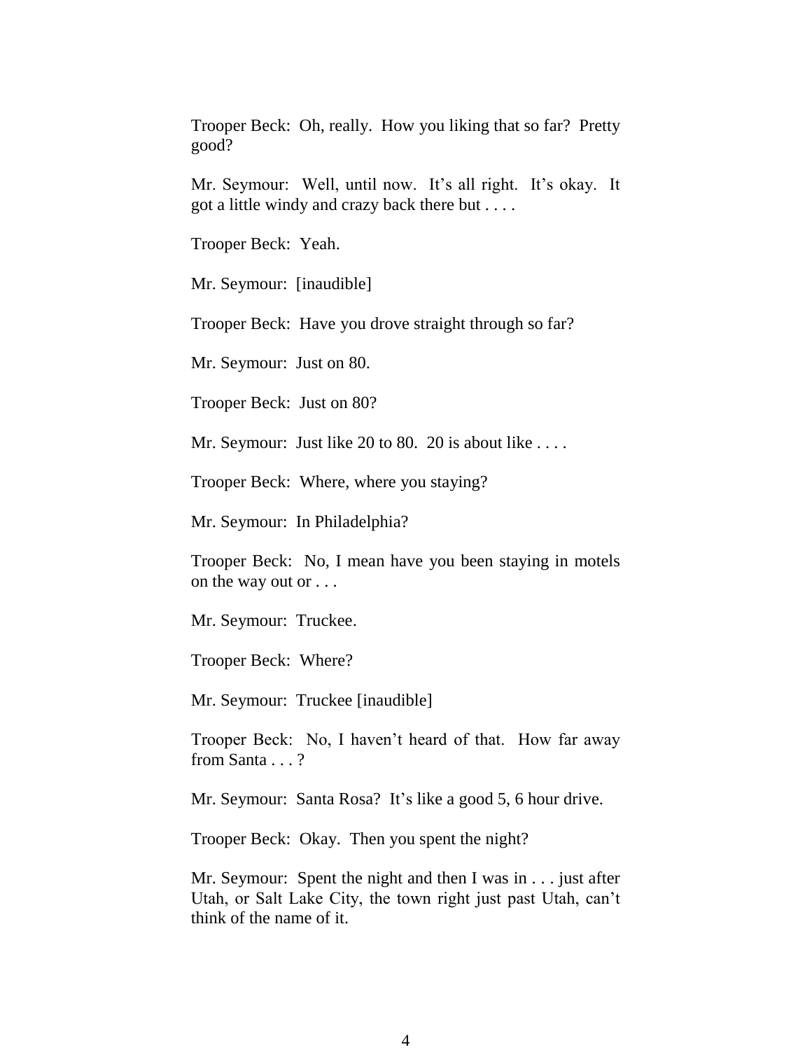Trooper Beck: Oh, really. How you liking that so far? Pretty good?

Mr. Seymour: Well, until now. It's all right. It's okay. It got a little windy and crazy back there but . . . .

Trooper Beck: Yeah.

Mr. Seymour: [inaudible]

Trooper Beck: Have you drove straight through so far?

Mr. Seymour: Just on 80.

Trooper Beck: Just on 80?

Mr. Seymour: Just like 20 to 80. 20 is about like . . . .

Trooper Beck: Where, where you staying?

Mr. Seymour: In Philadelphia?

Trooper Beck: No, I mean have you been staying in motels on the way out or . . .

Mr. Seymour: Truckee.

Trooper Beck: Where?

Mr. Seymour: Truckee [inaudible]

Trooper Beck: No, I haven't heard of that. How far away from Santa . . . ?

Mr. Seymour: Santa Rosa? It's like a good 5, 6 hour drive.

Trooper Beck: Okay. Then you spent the night?

Mr. Seymour: Spent the night and then I was in . . . just after Utah, or Salt Lake City, the town right just past Utah, can't think of the name of it.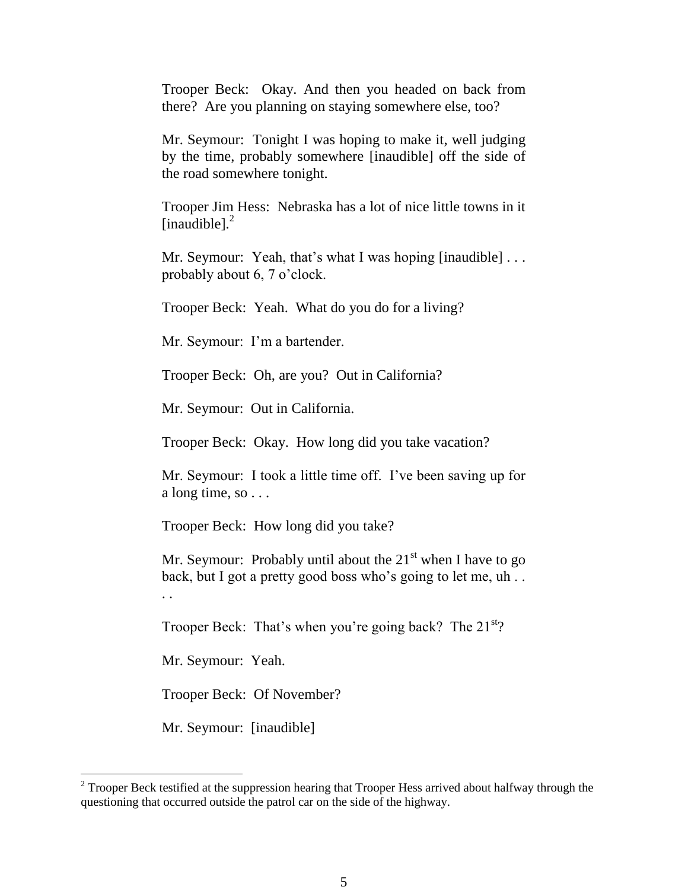Trooper Beck: Okay. And then you headed on back from there? Are you planning on staying somewhere else, too?

Mr. Seymour: Tonight I was hoping to make it, well judging by the time, probably somewhere [inaudible] off the side of the road somewhere tonight.

Trooper Jim Hess: Nebraska has a lot of nice little towns in it [inaudible].[2]

Mr. Seymour: Yeah, that's what I was hoping [inaudible] . . . probably about 6, 7 o'clock.

Trooper Beck: Yeah. What do you do for a living?

Mr. Seymour: I'm a bartender.

Trooper Beck: Oh, are you? Out in California?

Mr. Seymour: Out in California.

Trooper Beck: Okay. How long did you take vacation?

Mr. Seymour: I took a little time off. I've been saving up for a long time, so . . .

Trooper Beck: How long did you take?

Mr. Seymour: Probably until about the 21st when I have to go back, but I got a pretty good boss who's going to let me, uh . . . .

Trooper Beck: That's when you're going back? The 21st?

Mr. Seymour: Yeah.

Trooper Beck: Of November?

Mr. Seymour: [inaudible]

---

[2] Trooper Beck testified at the suppression hearing that Trooper Hess arrived about halfway through the questioning that occurred outside the patrol car on the side of the highway.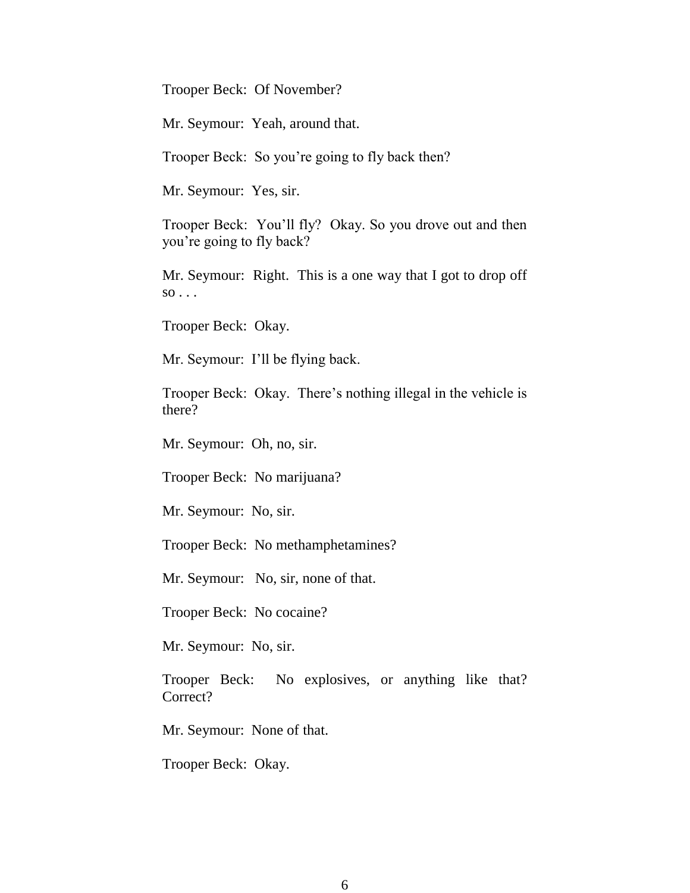Trooper Beck: Of November?

Mr. Seymour: Yeah, around that.

Trooper Beck: So you're going to fly back then?

Mr. Seymour: Yes, sir.

Trooper Beck: You'll fly? Okay. So you drove out and then you're going to fly back?

Mr. Seymour: Right. This is a one way that I got to drop off so . . .

Trooper Beck: Okay.

Mr. Seymour: I'll be flying back.

Trooper Beck: Okay. There's nothing illegal in the vehicle is there?

Mr. Seymour: Oh, no, sir.

Trooper Beck: No marijuana?

Mr. Seymour: No, sir.

Trooper Beck: No methamphetamines?

Mr. Seymour: No, sir, none of that.

Trooper Beck: No cocaine?

Mr. Seymour: No, sir.

Trooper Beck: No explosives, or anything like that? Correct?

Mr. Seymour: None of that.

Trooper Beck: Okay.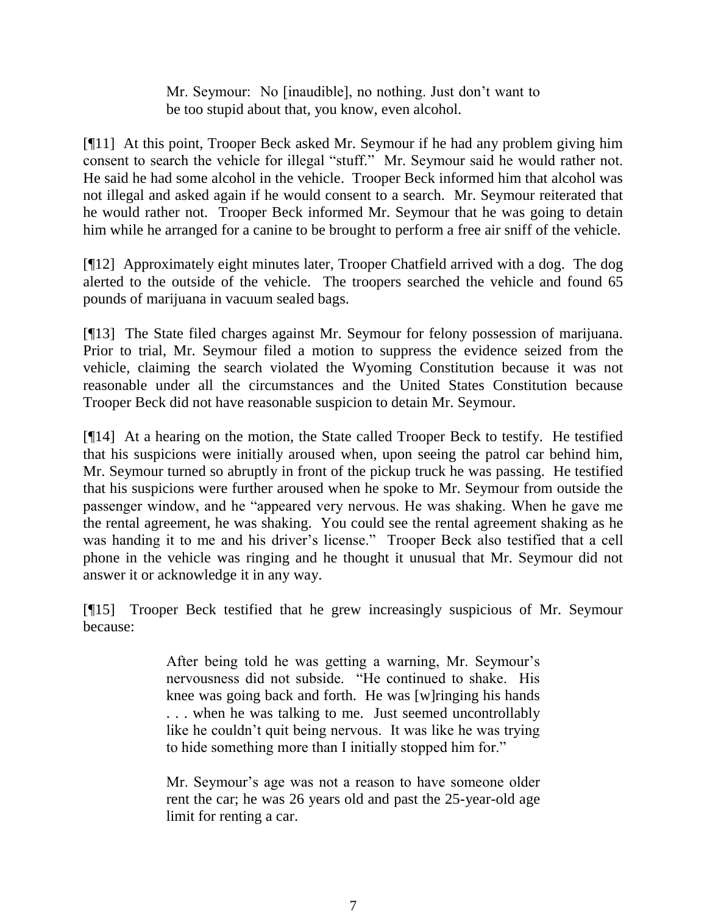> Mr. Seymour: No [inaudible], no nothing. Just don't want to be too stupid about that, you know, even alcohol.

[¶11] At this point, Trooper Beck asked Mr. Seymour if he had any problem giving him consent to search the vehicle for illegal "stuff." Mr. Seymour said he would rather not. He said he had some alcohol in the vehicle. Trooper Beck informed him that alcohol was not illegal and asked again if he would consent to a search. Mr. Seymour reiterated that he would rather not. Trooper Beck informed Mr. Seymour that he was going to detain him while he arranged for a canine to be brought to perform a free air sniff of the vehicle.

[¶12] Approximately eight minutes later, Trooper Chatfield arrived with a dog. The dog alerted to the outside of the vehicle. The troopers searched the vehicle and found 65 pounds of marijuana in vacuum sealed bags.

[¶13] The State filed charges against Mr. Seymour for felony possession of marijuana. Prior to trial, Mr. Seymour filed a motion to suppress the evidence seized from the vehicle, claiming the search violated the Wyoming Constitution because it was not reasonable under all the circumstances and the United States Constitution because Trooper Beck did not have reasonable suspicion to detain Mr. Seymour.

[¶14] At a hearing on the motion, the State called Trooper Beck to testify. He testified that his suspicions were initially aroused when, upon seeing the patrol car behind him, Mr. Seymour turned so abruptly in front of the pickup truck he was passing. He testified that his suspicions were further aroused when he spoke to Mr. Seymour from outside the passenger window, and he "appeared very nervous. He was shaking. When he gave me the rental agreement, he was shaking. You could see the rental agreement shaking as he was handing it to me and his driver's license." Trooper Beck also testified that a cell phone in the vehicle was ringing and he thought it unusual that Mr. Seymour did not answer it or acknowledge it in any way.

[¶15] Trooper Beck testified that he grew increasingly suspicious of Mr. Seymour because:

> After being told he was getting a warning, Mr. Seymour's nervousness did not subside. "He continued to shake. His knee was going back and forth. He was [w]ringing his hands . . . when he was talking to me. Just seemed uncontrollably like he couldn't quit being nervous. It was like he was trying to hide something more than I initially stopped him for."
>
> Mr. Seymour's age was not a reason to have someone older rent the car; he was 26 years old and past the 25-year-old age limit for renting a car.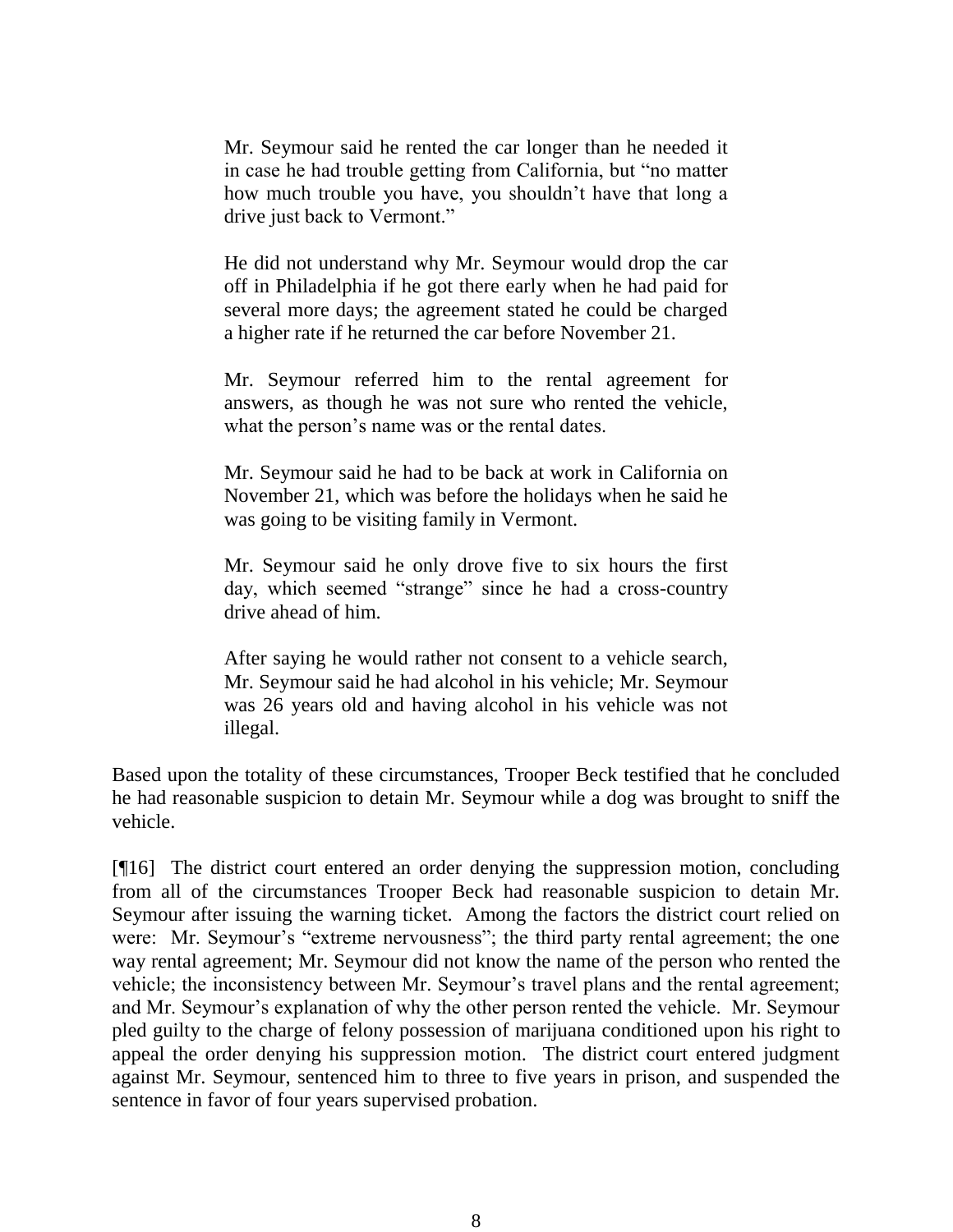> Mr. Seymour said he rented the car longer than he needed it in case he had trouble getting from California, but "no matter how much trouble you have, you shouldn't have that long a drive just back to Vermont."
>
> He did not understand why Mr. Seymour would drop the car off in Philadelphia if he got there early when he had paid for several more days; the agreement stated he could be charged a higher rate if he returned the car before November 21.
>
> Mr. Seymour referred him to the rental agreement for answers, as though he was not sure who rented the vehicle, what the person's name was or the rental dates.
>
> Mr. Seymour said he had to be back at work in California on November 21, which was before the holidays when he said he was going to be visiting family in Vermont.
>
> Mr. Seymour said he only drove five to six hours the first day, which seemed "strange" since he had a cross-country drive ahead of him.
>
> After saying he would rather not consent to a vehicle search, Mr. Seymour said he had alcohol in his vehicle; Mr. Seymour was 26 years old and having alcohol in his vehicle was not illegal.

Based upon the totality of these circumstances, Trooper Beck testified that he concluded he had reasonable suspicion to detain Mr. Seymour while a dog was brought to sniff the vehicle.

[¶16] The district court entered an order denying the suppression motion, concluding from all of the circumstances Trooper Beck had reasonable suspicion to detain Mr. Seymour after issuing the warning ticket. Among the factors the district court relied on were: Mr. Seymour's "extreme nervousness"; the third party rental agreement; the one way rental agreement; Mr. Seymour did not know the name of the person who rented the vehicle; the inconsistency between Mr. Seymour's travel plans and the rental agreement; and Mr. Seymour's explanation of why the other person rented the vehicle. Mr. Seymour pled guilty to the charge of felony possession of marijuana conditioned upon his right to appeal the order denying his suppression motion. The district court entered judgment against Mr. Seymour, sentenced him to three to five years in prison, and suspended the sentence in favor of four years supervised probation.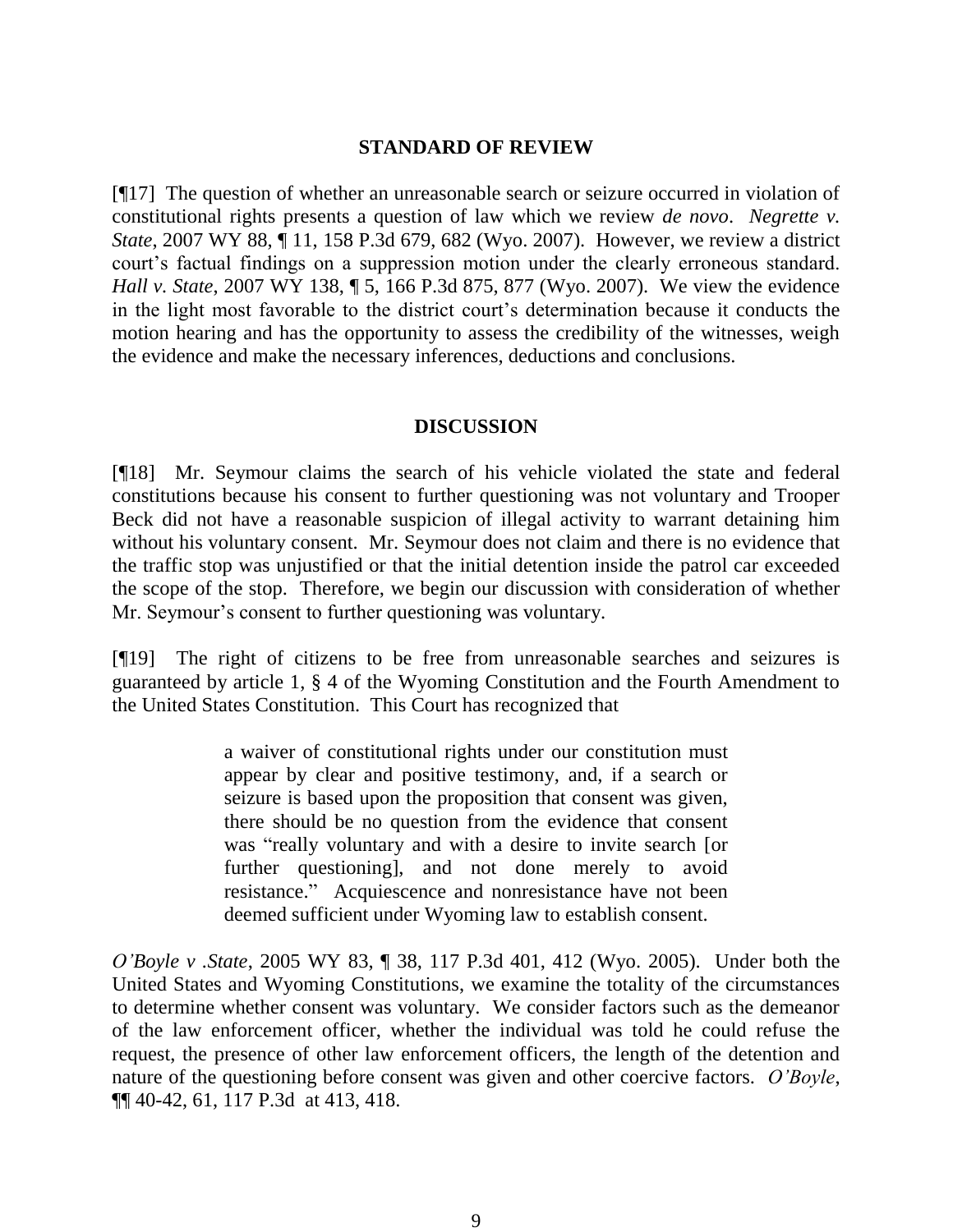## STANDARD OF REVIEW

[¶17] The question of whether an unreasonable search or seizure occurred in violation of constitutional rights presents a question of law which we review *de novo*. *Negrette v. State*, 2007 WY 88, ¶ 11, 158 P.3d 679, 682 (Wyo. 2007). However, we review a district court's factual findings on a suppression motion under the clearly erroneous standard. *Hall v. State*, 2007 WY 138, ¶ 5, 166 P.3d 875, 877 (Wyo. 2007). We view the evidence in the light most favorable to the district court's determination because it conducts the motion hearing and has the opportunity to assess the credibility of the witnesses, weigh the evidence and make the necessary inferences, deductions and conclusions.

## DISCUSSION

[¶18] Mr. Seymour claims the search of his vehicle violated the state and federal constitutions because his consent to further questioning was not voluntary and Trooper Beck did not have a reasonable suspicion of illegal activity to warrant detaining him without his voluntary consent. Mr. Seymour does not claim and there is no evidence that the traffic stop was unjustified or that the initial detention inside the patrol car exceeded the scope of the stop. Therefore, we begin our discussion with consideration of whether Mr. Seymour's consent to further questioning was voluntary.

[¶19] The right of citizens to be free from unreasonable searches and seizures is guaranteed by article 1, § 4 of the Wyoming Constitution and the Fourth Amendment to the United States Constitution. This Court has recognized that

> a waiver of constitutional rights under our constitution must appear by clear and positive testimony, and, if a search or seizure is based upon the proposition that consent was given, there should be no question from the evidence that consent was "really voluntary and with a desire to invite search [or further questioning], and not done merely to avoid resistance." Acquiescence and nonresistance have not been deemed sufficient under Wyoming law to establish consent.

*O'Boyle v .State*, 2005 WY 83, ¶ 38, 117 P.3d 401, 412 (Wyo. 2005). Under both the United States and Wyoming Constitutions, we examine the totality of the circumstances to determine whether consent was voluntary. We consider factors such as the demeanor of the law enforcement officer, whether the individual was told he could refuse the request, the presence of other law enforcement officers, the length of the detention and nature of the questioning before consent was given and other coercive factors. *O'Boyle*, ¶¶ 40-42, 61, 117 P.3d at 413, 418.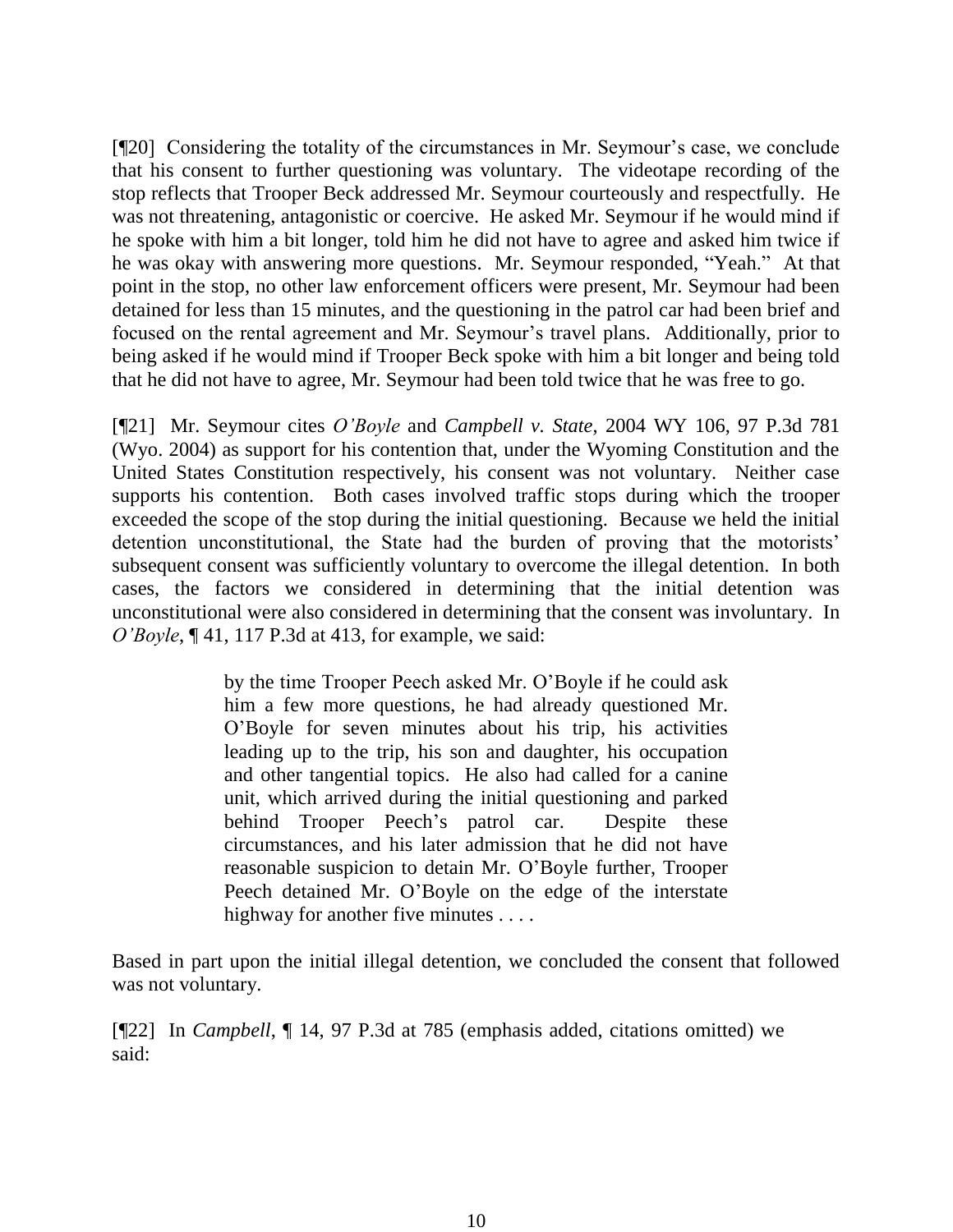[¶20] Considering the totality of the circumstances in Mr. Seymour's case, we conclude that his consent to further questioning was voluntary. The videotape recording of the stop reflects that Trooper Beck addressed Mr. Seymour courteously and respectfully. He was not threatening, antagonistic or coercive. He asked Mr. Seymour if he would mind if he spoke with him a bit longer, told him he did not have to agree and asked him twice if he was okay with answering more questions. Mr. Seymour responded, "Yeah." At that point in the stop, no other law enforcement officers were present, Mr. Seymour had been detained for less than 15 minutes, and the questioning in the patrol car had been brief and focused on the rental agreement and Mr. Seymour's travel plans. Additionally, prior to being asked if he would mind if Trooper Beck spoke with him a bit longer and being told that he did not have to agree, Mr. Seymour had been told twice that he was free to go.

[¶21] Mr. Seymour cites *O'Boyle* and *Campbell v. State*, 2004 WY 106, 97 P.3d 781 (Wyo. 2004) as support for his contention that, under the Wyoming Constitution and the United States Constitution respectively, his consent was not voluntary. Neither case supports his contention. Both cases involved traffic stops during which the trooper exceeded the scope of the stop during the initial questioning. Because we held the initial detention unconstitutional, the State had the burden of proving that the motorists' subsequent consent was sufficiently voluntary to overcome the illegal detention. In both cases, the factors we considered in determining that the initial detention was unconstitutional were also considered in determining that the consent was involuntary. In *O'Boyle*, ¶ 41, 117 P.3d at 413, for example, we said:

> by the time Trooper Peech asked Mr. O'Boyle if he could ask him a few more questions, he had already questioned Mr. O'Boyle for seven minutes about his trip, his activities leading up to the trip, his son and daughter, his occupation and other tangential topics. He also had called for a canine unit, which arrived during the initial questioning and parked behind Trooper Peech's patrol car. Despite these circumstances, and his later admission that he did not have reasonable suspicion to detain Mr. O'Boyle further, Trooper Peech detained Mr. O'Boyle on the edge of the interstate highway for another five minutes . . . .

Based in part upon the initial illegal detention, we concluded the consent that followed was not voluntary.

[¶22] In *Campbell*, ¶ 14, 97 P.3d at 785 (emphasis added, citations omitted) we said: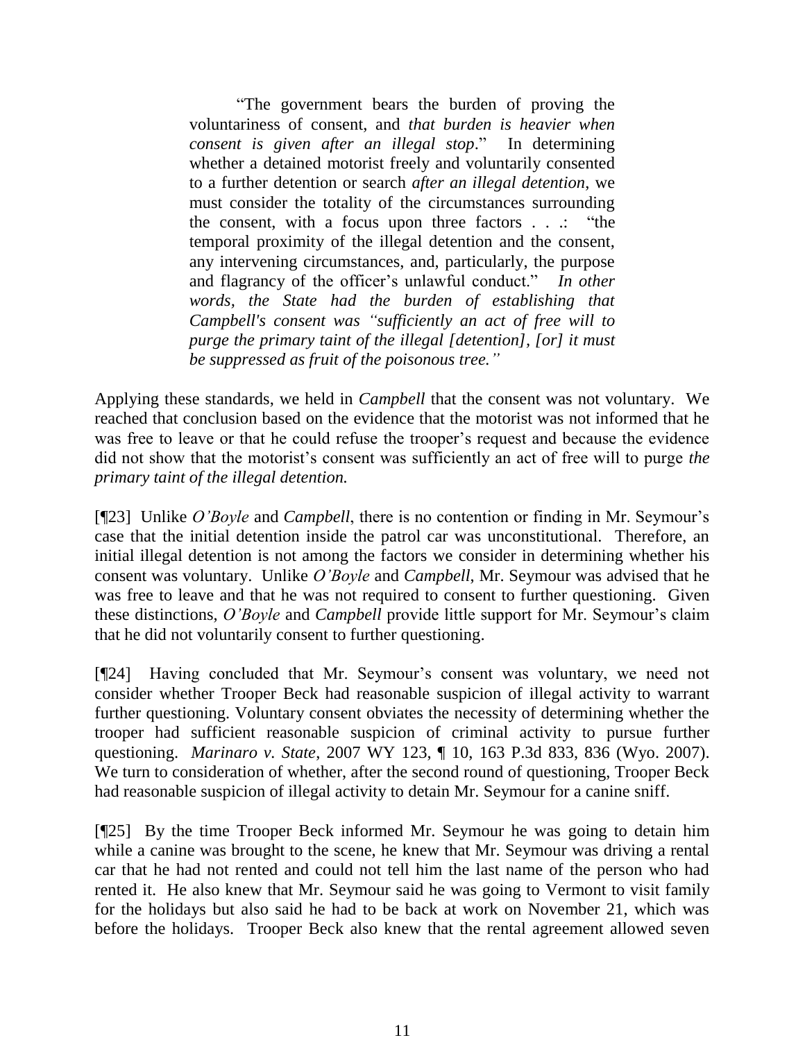> "The government bears the burden of proving the voluntariness of consent, and *that burden is heavier when consent is given after an illegal stop*." In determining whether a detained motorist freely and voluntarily consented to a further detention or search *after an illegal detention*, we must consider the totality of the circumstances surrounding the consent, with a focus upon three factors . . .: "the temporal proximity of the illegal detention and the consent, any intervening circumstances, and, particularly, the purpose and flagrancy of the officer's unlawful conduct." *In other words, the State had the burden of establishing that Campbell's consent was "sufficiently an act of free will to purge the primary taint of the illegal [detention], [or] it must be suppressed as fruit of the poisonous tree."*

Applying these standards, we held in *Campbell* that the consent was not voluntary. We reached that conclusion based on the evidence that the motorist was not informed that he was free to leave or that he could refuse the trooper's request and because the evidence did not show that the motorist's consent was sufficiently an act of free will to purge *the primary taint of the illegal detention.*

[¶23] Unlike *O'Boyle* and *Campbell*, there is no contention or finding in Mr. Seymour's case that the initial detention inside the patrol car was unconstitutional. Therefore, an initial illegal detention is not among the factors we consider in determining whether his consent was voluntary. Unlike *O'Boyle* and *Campbell*, Mr. Seymour was advised that he was free to leave and that he was not required to consent to further questioning. Given these distinctions, *O'Boyle* and *Campbell* provide little support for Mr. Seymour's claim that he did not voluntarily consent to further questioning.

[¶24] Having concluded that Mr. Seymour's consent was voluntary, we need not consider whether Trooper Beck had reasonable suspicion of illegal activity to warrant further questioning. Voluntary consent obviates the necessity of determining whether the trooper had sufficient reasonable suspicion of criminal activity to pursue further questioning. *Marinaro v. State*, 2007 WY 123, ¶ 10, 163 P.3d 833, 836 (Wyo. 2007). We turn to consideration of whether, after the second round of questioning, Trooper Beck had reasonable suspicion of illegal activity to detain Mr. Seymour for a canine sniff.

[¶25] By the time Trooper Beck informed Mr. Seymour he was going to detain him while a canine was brought to the scene, he knew that Mr. Seymour was driving a rental car that he had not rented and could not tell him the last name of the person who had rented it. He also knew that Mr. Seymour said he was going to Vermont to visit family for the holidays but also said he had to be back at work on November 21, which was before the holidays. Trooper Beck also knew that the rental agreement allowed seven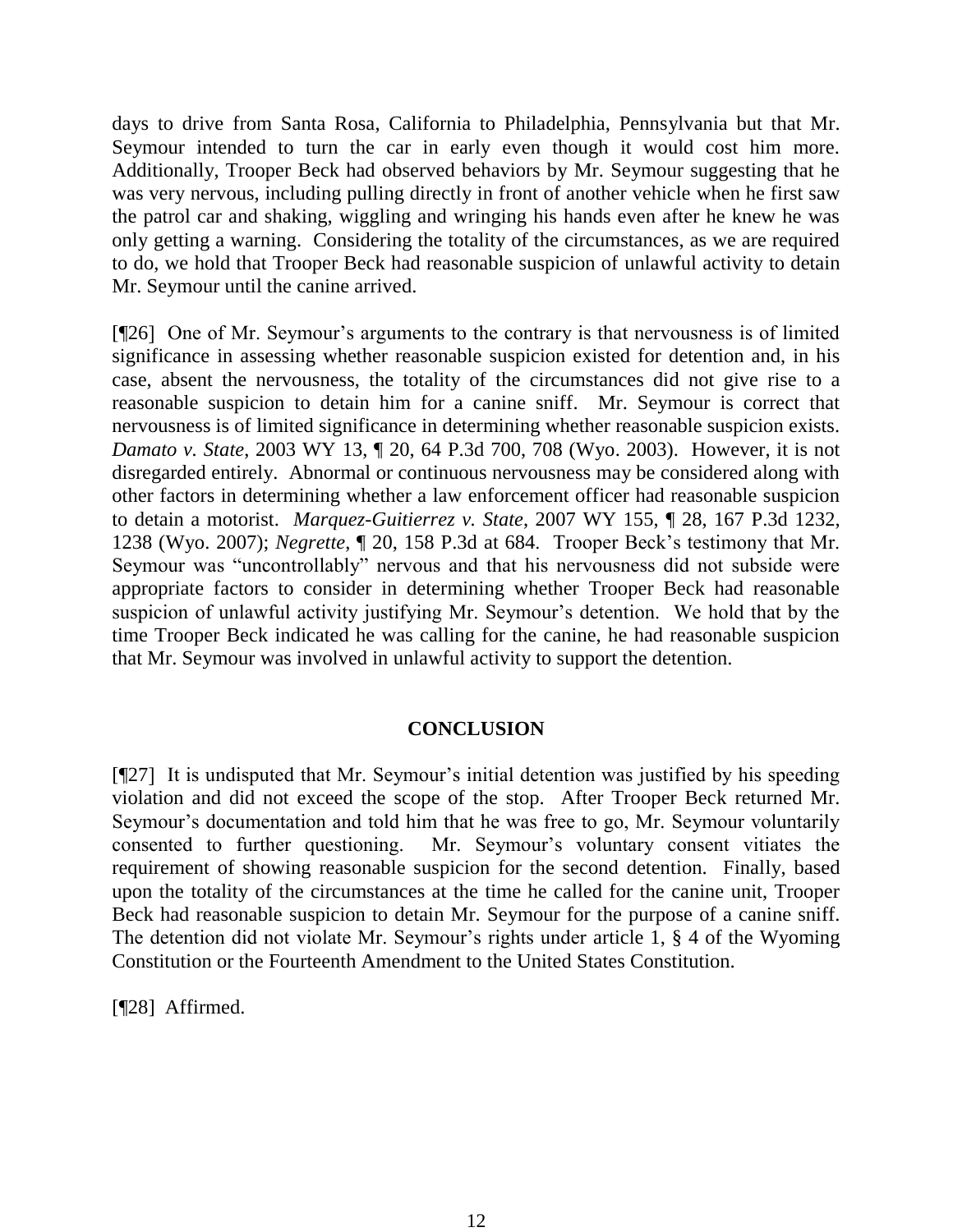days to drive from Santa Rosa, California to Philadelphia, Pennsylvania but that Mr. Seymour intended to turn the car in early even though it would cost him more. Additionally, Trooper Beck had observed behaviors by Mr. Seymour suggesting that he was very nervous, including pulling directly in front of another vehicle when he first saw the patrol car and shaking, wiggling and wringing his hands even after he knew he was only getting a warning. Considering the totality of the circumstances, as we are required to do, we hold that Trooper Beck had reasonable suspicion of unlawful activity to detain Mr. Seymour until the canine arrived.

[¶26] One of Mr. Seymour's arguments to the contrary is that nervousness is of limited significance in assessing whether reasonable suspicion existed for detention and, in his case, absent the nervousness, the totality of the circumstances did not give rise to a reasonable suspicion to detain him for a canine sniff. Mr. Seymour is correct that nervousness is of limited significance in determining whether reasonable suspicion exists. *Damato v. State*, 2003 WY 13, ¶ 20, 64 P.3d 700, 708 (Wyo. 2003). However, it is not disregarded entirely. Abnormal or continuous nervousness may be considered along with other factors in determining whether a law enforcement officer had reasonable suspicion to detain a motorist. *Marquez-Guitierrez v. State*, 2007 WY 155, ¶ 28, 167 P.3d 1232, 1238 (Wyo. 2007); *Negrette*, ¶ 20, 158 P.3d at 684. Trooper Beck's testimony that Mr. Seymour was "uncontrollably" nervous and that his nervousness did not subside were appropriate factors to consider in determining whether Trooper Beck had reasonable suspicion of unlawful activity justifying Mr. Seymour's detention. We hold that by the time Trooper Beck indicated he was calling for the canine, he had reasonable suspicion that Mr. Seymour was involved in unlawful activity to support the detention.

## CONCLUSION

[¶27] It is undisputed that Mr. Seymour's initial detention was justified by his speeding violation and did not exceed the scope of the stop. After Trooper Beck returned Mr. Seymour's documentation and told him that he was free to go, Mr. Seymour voluntarily consented to further questioning. Mr. Seymour's voluntary consent vitiates the requirement of showing reasonable suspicion for the second detention. Finally, based upon the totality of the circumstances at the time he called for the canine unit, Trooper Beck had reasonable suspicion to detain Mr. Seymour for the purpose of a canine sniff. The detention did not violate Mr. Seymour's rights under article 1, § 4 of the Wyoming Constitution or the Fourteenth Amendment to the United States Constitution.

[¶28] Affirmed.